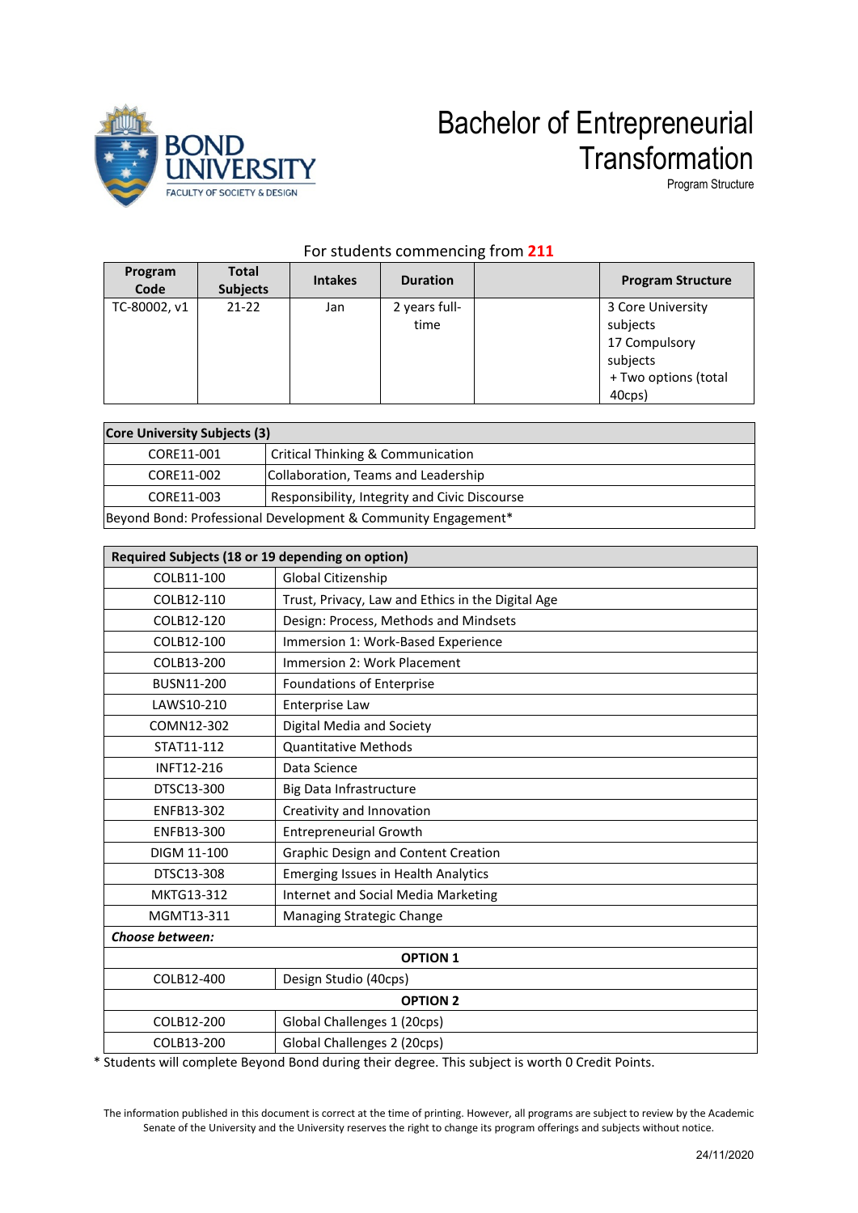BOND UNIVERSITY
FACULTY OF SOCIETY & DESIGN

# Bachelor of Entrepreneurial Transformation

Program Structure

For students commencing from **211**

| Program Code | Total Subjects | Intakes | Duration | | Program Structure |
|---|---|---|---|---|---|
| TC-80002, v1 | 21-22 | Jan | 2 years full-time | | 3 Core University subjects<br>17 Compulsory subjects<br>+ Two options (total 40cps) |

| **Core University Subjects (3)** | |
|---|---|
| CORE11-001 | Critical Thinking & Communication |
| CORE11-002 | Collaboration, Teams and Leadership |
| CORE11-003 | Responsibility, Integrity and Civic Discourse |
| Beyond Bond: Professional Development & Community Engagement* | |

| **Required Subjects (18 or 19 depending on option)** | |
|---|---|
| COLB11-100 | Global Citizenship |
| COLB12-110 | Trust, Privacy, Law and Ethics in the Digital Age |
| COLB12-120 | Design: Process, Methods and Mindsets |
| COLB12-100 | Immersion 1: Work-Based Experience |
| COLB13-200 | Immersion 2: Work Placement |
| BUSN11-200 | Foundations of Enterprise |
| LAWS10-210 | Enterprise Law |
| COMN12-302 | Digital Media and Society |
| STAT11-112 | Quantitative Methods |
| INFT12-216 | Data Science |
| DTSC13-300 | Big Data Infrastructure |
| ENFB13-302 | Creativity and Innovation |
| ENFB13-300 | Entrepreneurial Growth |
| DIGM 11-100 | Graphic Design and Content Creation |
| DTSC13-308 | Emerging Issues in Health Analytics |
| MKTG13-312 | Internet and Social Media Marketing |
| MGMT13-311 | Managing Strategic Change |
| ***Choose between:*** | |
| **OPTION 1** | |
| COLB12-400 | Design Studio (40cps) |
| **OPTION 2** | |
| COLB12-200 | Global Challenges 1 (20cps) |
| COLB13-200 | Global Challenges 2 (20cps) |

\* Students will complete Beyond Bond during their degree. This subject is worth 0 Credit Points.

The information published in this document is correct at the time of printing. However, all programs are subject to review by the Academic Senate of the University and the University reserves the right to change its program offerings and subjects without notice.

24/11/2020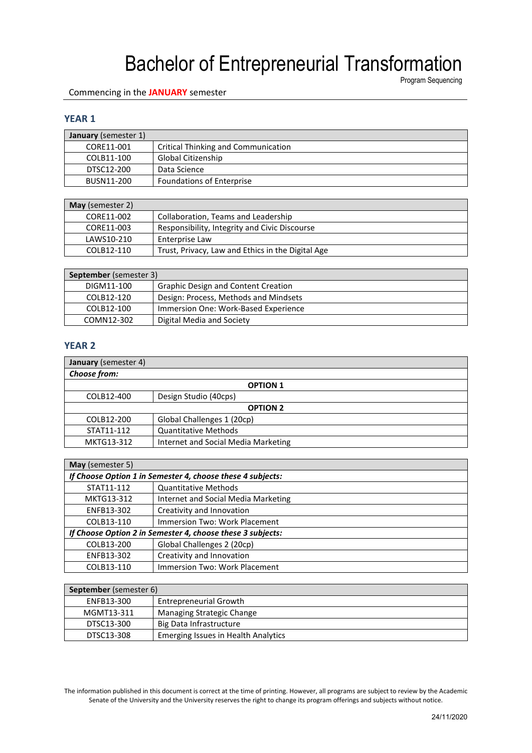# Bachelor of Entrepreneurial Transformation

Program Sequencing

Commencing in the **JANUARY** semester

## YEAR 1

| **January** (semester 1) | |
|---|---|
| CORE11-001 | Critical Thinking and Communication |
| COLB11-100 | Global Citizenship |
| DTSC12-200 | Data Science |
| BUSN11-200 | Foundations of Enterprise |

| **May** (semester 2) | |
|---|---|
| CORE11-002 | Collaboration, Teams and Leadership |
| CORE11-003 | Responsibility, Integrity and Civic Discourse |
| LAWS10-210 | Enterprise Law |
| COLB12-110 | Trust, Privacy, Law and Ethics in the Digital Age |

| **September** (semester 3) | |
|---|---|
| DIGM11-100 | Graphic Design and Content Creation |
| COLB12-120 | Design: Process, Methods and Mindsets |
| COLB12-100 | Immersion One: Work-Based Experience |
| COMN12-302 | Digital Media and Society |

## YEAR 2

| **January** (semester 4) | |
|---|---|
| ***Choose from:*** | |
| **OPTION 1** | |
| COLB12-400 | Design Studio (40cps) |
| **OPTION 2** | |
| COLB12-200 | Global Challenges 1 (20cp) |
| STAT11-112 | Quantitative Methods |
| MKTG13-312 | Internet and Social Media Marketing |

| **May** (semester 5) | |
|---|---|
| ***If Choose Option 1 in Semester 4, choose these 4 subjects:*** | |
| STAT11-112 | Quantitative Methods |
| MKTG13-312 | Internet and Social Media Marketing |
| ENFB13-302 | Creativity and Innovation |
| COLB13-110 | Immersion Two: Work Placement |
| ***If Choose Option 2 in Semester 4, choose these 3 subjects:*** | |
| COLB13-200 | Global Challenges 2 (20cp) |
| ENFB13-302 | Creativity and Innovation |
| COLB13-110 | Immersion Two: Work Placement |

| **September** (semester 6) | |
|---|---|
| ENFB13-300 | Entrepreneurial Growth |
| MGMT13-311 | Managing Strategic Change |
| DTSC13-300 | Big Data Infrastructure |
| DTSC13-308 | Emerging Issues in Health Analytics |

The information published in this document is correct at the time of printing. However, all programs are subject to review by the Academic Senate of the University and the University reserves the right to change its program offerings and subjects without notice.

24/11/2020